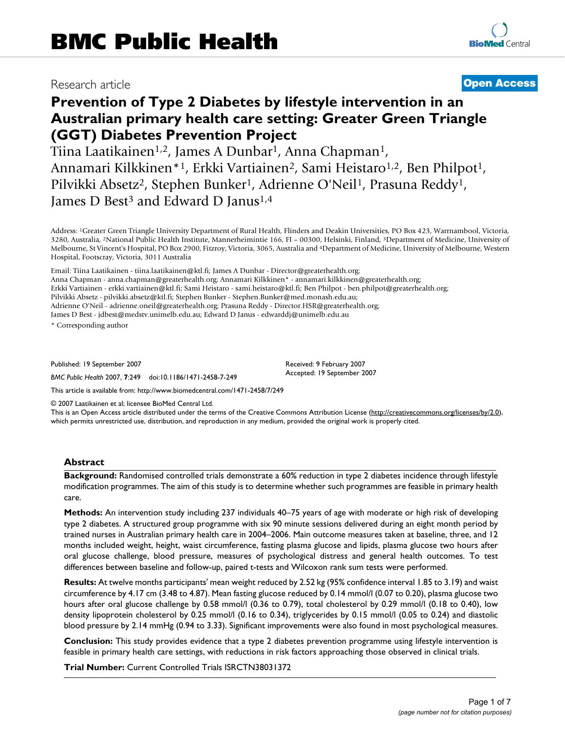Research article

**Open Access**

# Prevention of Type 2 Diabetes by lifestyle intervention in an Australian primary health care setting: Greater Green Triangle (GGT) Diabetes Prevention Project

Tiina Laatikainen[1,2], James A Dunbar[1], Anna Chapman[1], Annamari Kilkkinen*[1], Erkki Vartiainen[2], Sami Heistaro[1,2], Ben Philpot[1], Pilvikki Absetz[2], Stephen Bunker[1], Adrienne O'Neil[1], Prasuna Reddy[1], James D Best[3] and Edward D Janus[1,4]

Address: [1]Greater Green Triangle University Department of Rural Health, Flinders and Deakin Universities, PO Box 423, Warrnambool, Victoria, 3280, Australia, [2]National Public Health Institute, Mannerheimintie 166, FI – 00300, Helsinki, Finland, [3]Department of Medicine, University of Melbourne, St Vincent's Hospital, PO Box 2900, Fitzroy, Victoria, 3065, Australia and [4]Department of Medicine, University of Melbourne, Western Hospital, Footscray, Victoria, 3011 Australia

Email: Tiina Laatikainen - tiina.laatikainen@ktl.fi; James A Dunbar - Director@greaterhealth.org; Anna Chapman - anna.chapman@greaterhealth.org; Annamari Kilkkinen* - annamari.kilkkinen@greaterhealth.org; Erkki Vartiainen - erkki.vartiainen@ktl.fi; Sami Heistaro - sami.heistaro@ktl.fi; Ben Philpot - ben.philpot@greaterhealth.org; Pilvikki Absetz - pilvikki.absetz@ktl.fi; Stephen Bunker - Stephen.Bunker@med.monash.edu.au; Adrienne O'Neil - adrienne.oneil@greaterhealth.org; Prasuna Reddy - Director.HSR@greaterhealth.org; James D Best - jdbest@medstv.unimelb.edu.au; Edward D Janus - edwarddj@unimelb.edu.au

\* Corresponding author

Published: 19 September 2007

*BMC Public Health* 2007, **7**:249 doi:10.1186/1471-2458-7-249

Received: 9 February 2007
Accepted: 19 September 2007

This article is available from: http://www.biomedcentral.com/1471-2458/7/249

© 2007 Laatikainen et al; licensee BioMed Central Ltd.
This is an Open Access article distributed under the terms of the Creative Commons Attribution License (http://creativecommons.org/licenses/by/2.0), which permits unrestricted use, distribution, and reproduction in any medium, provided the original work is properly cited.

## Abstract

**Background:** Randomised controlled trials demonstrate a 60% reduction in type 2 diabetes incidence through lifestyle modification programmes. The aim of this study is to determine whether such programmes are feasible in primary health care.

**Methods:** An intervention study including 237 individuals 40–75 years of age with moderate or high risk of developing type 2 diabetes. A structured group programme with six 90 minute sessions delivered during an eight month period by trained nurses in Australian primary health care in 2004–2006. Main outcome measures taken at baseline, three, and 12 months included weight, height, waist circumference, fasting plasma glucose and lipids, plasma glucose two hours after oral glucose challenge, blood pressure, measures of psychological distress and general health outcomes. To test differences between baseline and follow-up, paired t-tests and Wilcoxon rank sum tests were performed.

**Results:** At twelve months participants' mean weight reduced by 2.52 kg (95% confidence interval 1.85 to 3.19) and waist circumference by 4.17 cm (3.48 to 4.87). Mean fasting glucose reduced by 0.14 mmol/l (0.07 to 0.20), plasma glucose two hours after oral glucose challenge by 0.58 mmol/l (0.36 to 0.79), total cholesterol by 0.29 mmol/l (0.18 to 0.40), low density lipoprotein cholesterol by 0.25 mmol/l (0.16 to 0.34), triglycerides by 0.15 mmol/l (0.05 to 0.24) and diastolic blood pressure by 2.14 mmHg (0.94 to 3.33). Significant improvements were also found in most psychological measures.

**Conclusion:** This study provides evidence that a type 2 diabetes prevention programme using lifestyle intervention is feasible in primary health care settings, with reductions in risk factors approaching those observed in clinical trials.

**Trial Number:** Current Controlled Trials ISRCTN38031372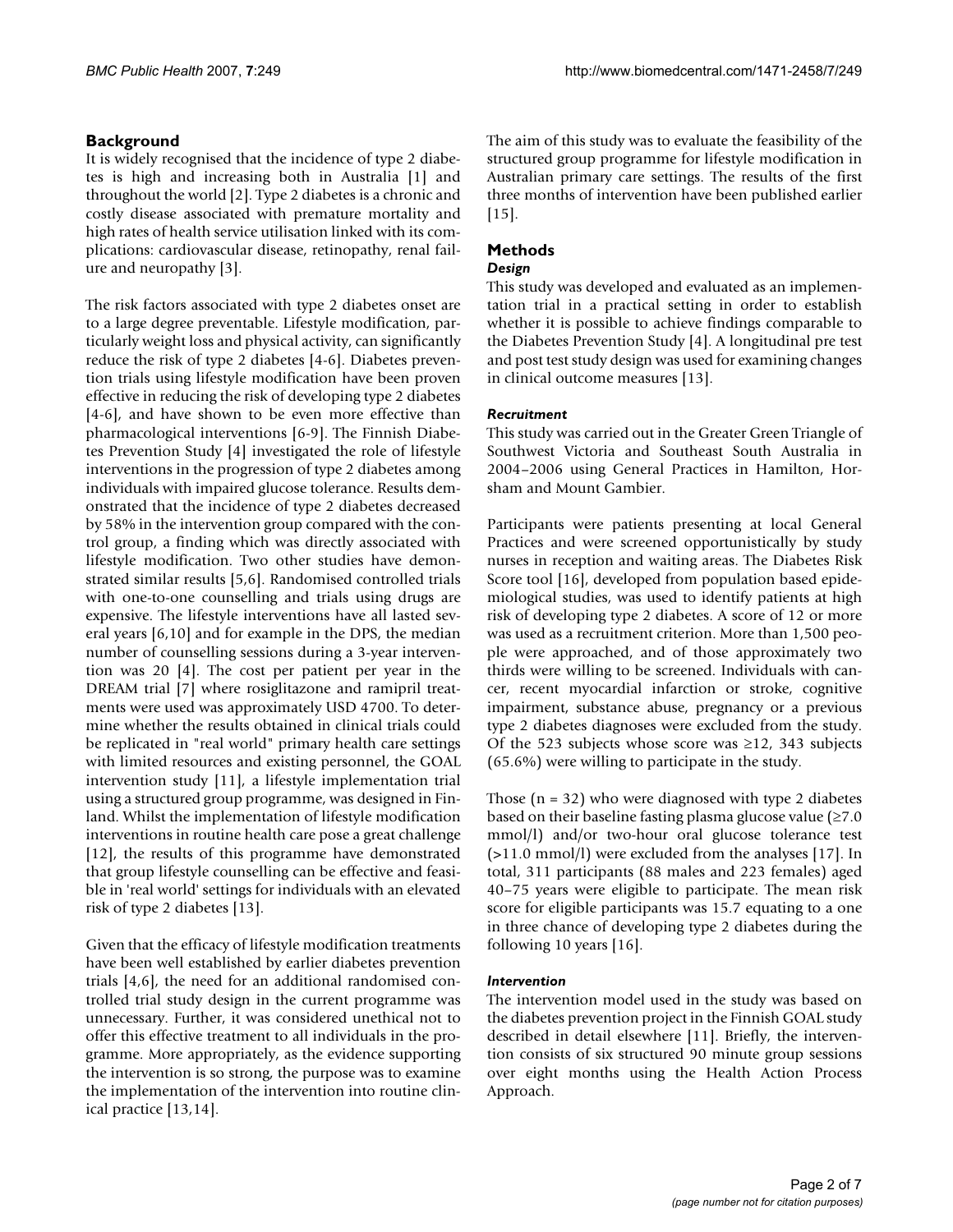## Background

It is widely recognised that the incidence of type 2 diabetes is high and increasing both in Australia [1] and throughout the world [2]. Type 2 diabetes is a chronic and costly disease associated with premature mortality and high rates of health service utilisation linked with its complications: cardiovascular disease, retinopathy, renal failure and neuropathy [3].

The risk factors associated with type 2 diabetes onset are to a large degree preventable. Lifestyle modification, particularly weight loss and physical activity, can significantly reduce the risk of type 2 diabetes [4-6]. Diabetes prevention trials using lifestyle modification have been proven effective in reducing the risk of developing type 2 diabetes [4-6], and have shown to be even more effective than pharmacological interventions [6-9]. The Finnish Diabetes Prevention Study [4] investigated the role of lifestyle interventions in the progression of type 2 diabetes among individuals with impaired glucose tolerance. Results demonstrated that the incidence of type 2 diabetes decreased by 58% in the intervention group compared with the control group, a finding which was directly associated with lifestyle modification. Two other studies have demonstrated similar results [5,6]. Randomised controlled trials with one-to-one counselling and trials using drugs are expensive. The lifestyle interventions have all lasted several years [6,10] and for example in the DPS, the median number of counselling sessions during a 3-year intervention was 20 [4]. The cost per patient per year in the DREAM trial [7] where rosiglitazone and ramipril treatments were used was approximately USD 4700. To determine whether the results obtained in clinical trials could be replicated in "real world" primary health care settings with limited resources and existing personnel, the GOAL intervention study [11], a lifestyle implementation trial using a structured group programme, was designed in Finland. Whilst the implementation of lifestyle modification interventions in routine health care pose a great challenge [12], the results of this programme have demonstrated that group lifestyle counselling can be effective and feasible in 'real world' settings for individuals with an elevated risk of type 2 diabetes [13].

Given that the efficacy of lifestyle modification treatments have been well established by earlier diabetes prevention trials [4,6], the need for an additional randomised controlled trial study design in the current programme was unnecessary. Further, it was considered unethical not to offer this effective treatment to all individuals in the programme. More appropriately, as the evidence supporting the intervention is so strong, the purpose was to examine the implementation of the intervention into routine clinical practice [13,14].

The aim of this study was to evaluate the feasibility of the structured group programme for lifestyle modification in Australian primary care settings. The results of the first three months of intervention have been published earlier [15].

## Methods

### *Design*

This study was developed and evaluated as an implementation trial in a practical setting in order to establish whether it is possible to achieve findings comparable to the Diabetes Prevention Study [4]. A longitudinal pre test and post test study design was used for examining changes in clinical outcome measures [13].

### *Recruitment*

This study was carried out in the Greater Green Triangle of Southwest Victoria and Southeast South Australia in 2004–2006 using General Practices in Hamilton, Horsham and Mount Gambier.

Participants were patients presenting at local General Practices and were screened opportunistically by study nurses in reception and waiting areas. The Diabetes Risk Score tool [16], developed from population based epidemiological studies, was used to identify patients at high risk of developing type 2 diabetes. A score of 12 or more was used as a recruitment criterion. More than 1,500 people were approached, and of those approximately two thirds were willing to be screened. Individuals with cancer, recent myocardial infarction or stroke, cognitive impairment, substance abuse, pregnancy or a previous type 2 diabetes diagnoses were excluded from the study. Of the 523 subjects whose score was ≥12, 343 subjects (65.6%) were willing to participate in the study.

Those (n = 32) who were diagnosed with type 2 diabetes based on their baseline fasting plasma glucose value (≥7.0 mmol/l) and/or two-hour oral glucose tolerance test (>11.0 mmol/l) were excluded from the analyses [17]. In total, 311 participants (88 males and 223 females) aged 40–75 years were eligible to participate. The mean risk score for eligible participants was 15.7 equating to a one in three chance of developing type 2 diabetes during the following 10 years [16].

### *Intervention*

The intervention model used in the study was based on the diabetes prevention project in the Finnish GOAL study described in detail elsewhere [11]. Briefly, the intervention consists of six structured 90 minute group sessions over eight months using the Health Action Process Approach.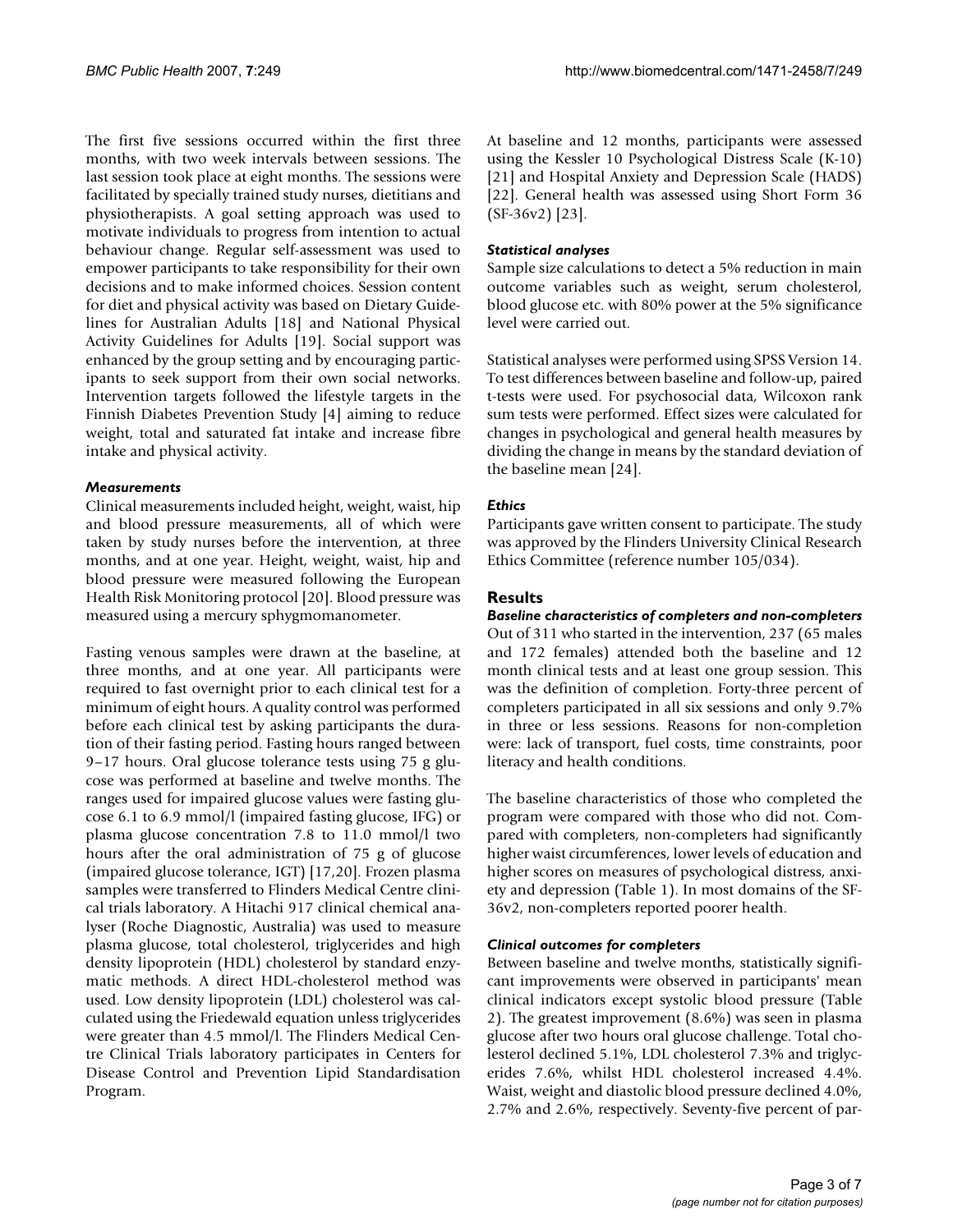The first five sessions occurred within the first three months, with two week intervals between sessions. The last session took place at eight months. The sessions were facilitated by specially trained study nurses, dietitians and physiotherapists. A goal setting approach was used to motivate individuals to progress from intention to actual behaviour change. Regular self-assessment was used to empower participants to take responsibility for their own decisions and to make informed choices. Session content for diet and physical activity was based on Dietary Guidelines for Australian Adults [18] and National Physical Activity Guidelines for Adults [19]. Social support was enhanced by the group setting and by encouraging participants to seek support from their own social networks. Intervention targets followed the lifestyle targets in the Finnish Diabetes Prevention Study [4] aiming to reduce weight, total and saturated fat intake and increase fibre intake and physical activity.

### *Measurements*

Clinical measurements included height, weight, waist, hip and blood pressure measurements, all of which were taken by study nurses before the intervention, at three months, and at one year. Height, weight, waist, hip and blood pressure were measured following the European Health Risk Monitoring protocol [20]. Blood pressure was measured using a mercury sphygmomanometer.

Fasting venous samples were drawn at the baseline, at three months, and at one year. All participants were required to fast overnight prior to each clinical test for a minimum of eight hours. A quality control was performed before each clinical test by asking participants the duration of their fasting period. Fasting hours ranged between 9–17 hours. Oral glucose tolerance tests using 75 g glucose was performed at baseline and twelve months. The ranges used for impaired glucose values were fasting glucose 6.1 to 6.9 mmol/l (impaired fasting glucose, IFG) or plasma glucose concentration 7.8 to 11.0 mmol/l two hours after the oral administration of 75 g of glucose (impaired glucose tolerance, IGT) [17,20]. Frozen plasma samples were transferred to Flinders Medical Centre clinical trials laboratory. A Hitachi 917 clinical chemical analyser (Roche Diagnostic, Australia) was used to measure plasma glucose, total cholesterol, triglycerides and high density lipoprotein (HDL) cholesterol by standard enzymatic methods. A direct HDL-cholesterol method was used. Low density lipoprotein (LDL) cholesterol was calculated using the Friedewald equation unless triglycerides were greater than 4.5 mmol/l. The Flinders Medical Centre Clinical Trials laboratory participates in Centers for Disease Control and Prevention Lipid Standardisation Program.

At baseline and 12 months, participants were assessed using the Kessler 10 Psychological Distress Scale (K-10) [21] and Hospital Anxiety and Depression Scale (HADS) [22]. General health was assessed using Short Form 36 (SF-36v2) [23].

### *Statistical analyses*

Sample size calculations to detect a 5% reduction in main outcome variables such as weight, serum cholesterol, blood glucose etc. with 80% power at the 5% significance level were carried out.

Statistical analyses were performed using SPSS Version 14. To test differences between baseline and follow-up, paired t-tests were used. For psychosocial data, Wilcoxon rank sum tests were performed. Effect sizes were calculated for changes in psychological and general health measures by dividing the change in means by the standard deviation of the baseline mean [24].

### *Ethics*

Participants gave written consent to participate. The study was approved by the Flinders University Clinical Research Ethics Committee (reference number 105/034).

## Results

### *Baseline characteristics of completers and non-completers*

Out of 311 who started in the intervention, 237 (65 males and 172 females) attended both the baseline and 12 month clinical tests and at least one group session. This was the definition of completion. Forty-three percent of completers participated in all six sessions and only 9.7% in three or less sessions. Reasons for non-completion were: lack of transport, fuel costs, time constraints, poor literacy and health conditions.

The baseline characteristics of those who completed the program were compared with those who did not. Compared with completers, non-completers had significantly higher waist circumferences, lower levels of education and higher scores on measures of psychological distress, anxiety and depression (Table 1). In most domains of the SF-36v2, non-completers reported poorer health.

### *Clinical outcomes for completers*

Between baseline and twelve months, statistically significant improvements were observed in participants' mean clinical indicators except systolic blood pressure (Table 2). The greatest improvement (8.6%) was seen in plasma glucose after two hours oral glucose challenge. Total cholesterol declined 5.1%, LDL cholesterol 7.3% and triglycerides 7.6%, whilst HDL cholesterol increased 4.4%. Waist, weight and diastolic blood pressure declined 4.0%, 2.7% and 2.6%, respectively. Seventy-five percent of par-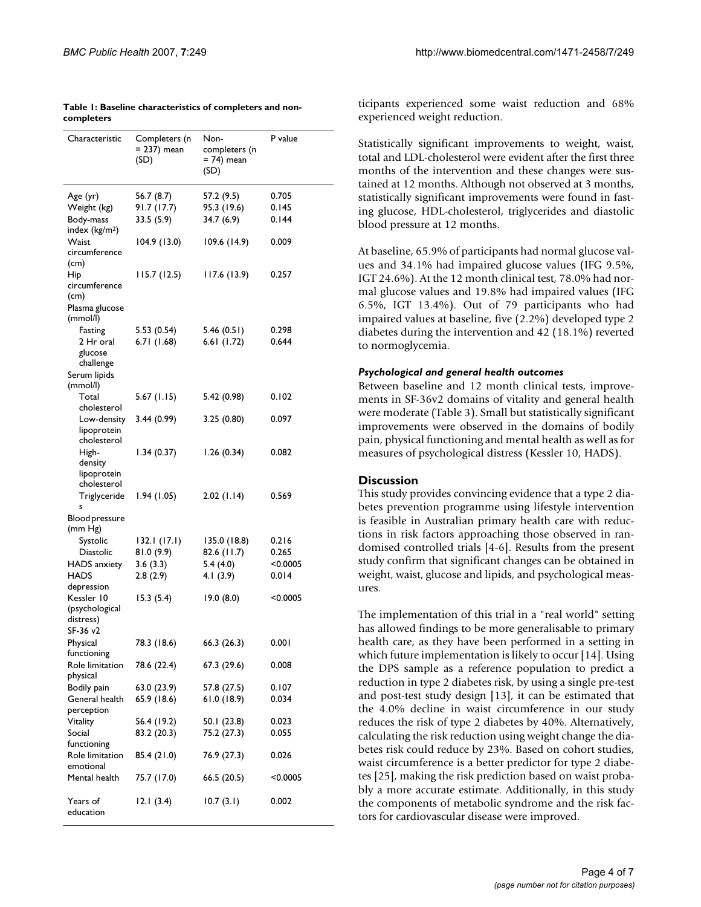**Table 1: Baseline characteristics of completers and non-completers**

| Characteristic | Completers (n = 237) mean (SD) | Non-completers (n = 74) mean (SD) | P value |
| --- | --- | --- | --- |
| Age (yr) | 56.7 (8.7) | 57.2 (9.5) | 0.705 |
| Weight (kg) | 91.7 (17.7) | 95.3 (19.6) | 0.145 |
| Body-mass index (kg/m$^2$) | 33.5 (5.9) | 34.7 (6.9) | 0.144 |
| Waist circumference (cm) | 104.9 (13.0) | 109.6 (14.9) | 0.009 |
| Hip circumference (cm) | 115.7 (12.5) | 117.6 (13.9) | 0.257 |
| Plasma glucose (mmol/l) | | | |
| Fasting | 5.53 (0.54) | 5.46 (0.51) | 0.298 |
| 2 Hr oral glucose challenge | 6.71 (1.68) | 6.61 (1.72) | 0.644 |
| Serum lipids (mmol/l) | | | |
| Total cholesterol | 5.67 (1.15) | 5.42 (0.98) | 0.102 |
| Low-density lipoprotein cholesterol | 3.44 (0.99) | 3.25 (0.80) | 0.097 |
| High-density lipoprotein cholesterol | 1.34 (0.37) | 1.26 (0.34) | 0.082 |
| Triglycerides | 1.94 (1.05) | 2.02 (1.14) | 0.569 |
| Blood pressure (mm Hg) | | | |
| Systolic | 132.1 (17.1) | 135.0 (18.8) | 0.216 |
| Diastolic | 81.0 (9.9) | 82.6 (11.7) | 0.265 |
| HADS anxiety | 3.6 (3.3) | 5.4 (4.0) | <0.0005 |
| HADS depression | 2.8 (2.9) | 4.1 (3.9) | 0.014 |
| Kessler 10 (psychological distress) | 15.3 (5.4) | 19.0 (8.0) | <0.0005 |
| SF-36 v2 | | | |
| Physical functioning | 78.3 (18.6) | 66.3 (26.3) | 0.001 |
| Role limitation physical | 78.6 (22.4) | 67.3 (29.6) | 0.008 |
| Bodily pain | 63.0 (23.9) | 57.8 (27.5) | 0.107 |
| General health perception | 65.9 (18.6) | 61.0 (18.9) | 0.034 |
| Vitality | 56.4 (19.2) | 50.1 (23.8) | 0.023 |
| Social functioning | 83.2 (20.3) | 75.2 (27.3) | 0.055 |
| Role limitation emotional | 85.4 (21.0) | 76.9 (27.3) | 0.026 |
| Mental health | 75.7 (17.0) | 66.5 (20.5) | <0.0005 |
| Years of education | 12.1 (3.4) | 10.7 (3.1) | 0.002 |

ticipants experienced some waist reduction and 68% experienced weight reduction.

Statistically significant improvements to weight, waist, total and LDL-cholesterol were evident after the first three months of the intervention and these changes were sustained at 12 months. Although not observed at 3 months, statistically significant improvements were found in fasting glucose, HDL-cholesterol, triglycerides and diastolic blood pressure at 12 months.

At baseline, 65.9% of participants had normal glucose values and 34.1% had impaired glucose values (IFG 9.5%, IGT 24.6%). At the 12 month clinical test, 78.0% had normal glucose values and 19.8% had impaired values (IFG 6.5%, IGT 13.4%). Out of 79 participants who had impaired values at baseline, five (2.2%) developed type 2 diabetes during the intervention and 42 (18.1%) reverted to normoglycemia.

### *Psychological and general health outcomes*

Between baseline and 12 month clinical tests, improvements in SF-36v2 domains of vitality and general health were moderate (Table 3). Small but statistically significant improvements were observed in the domains of bodily pain, physical functioning and mental health as well as for measures of psychological distress (Kessler 10, HADS).

## Discussion

This study provides convincing evidence that a type 2 diabetes prevention programme using lifestyle intervention is feasible in Australian primary health care with reductions in risk factors approaching those observed in randomised controlled trials [4-6]. Results from the present study confirm that significant changes can be obtained in weight, waist, glucose and lipids, and psychological measures.

The implementation of this trial in a "real world" setting has allowed findings to be more generalisable to primary health care, as they have been performed in a setting in which future implementation is likely to occur [14]. Using the DPS sample as a reference population to predict a reduction in type 2 diabetes risk, by using a single pre-test and post-test study design [13], it can be estimated that the 4.0% decline in waist circumference in our study reduces the risk of type 2 diabetes by 40%. Alternatively, calculating the risk reduction using weight change the diabetes risk could reduce by 23%. Based on cohort studies, waist circumference is a better predictor for type 2 diabetes [25], making the risk prediction based on waist probably a more accurate estimate. Additionally, in this study the components of metabolic syndrome and the risk factors for cardiovascular disease were improved.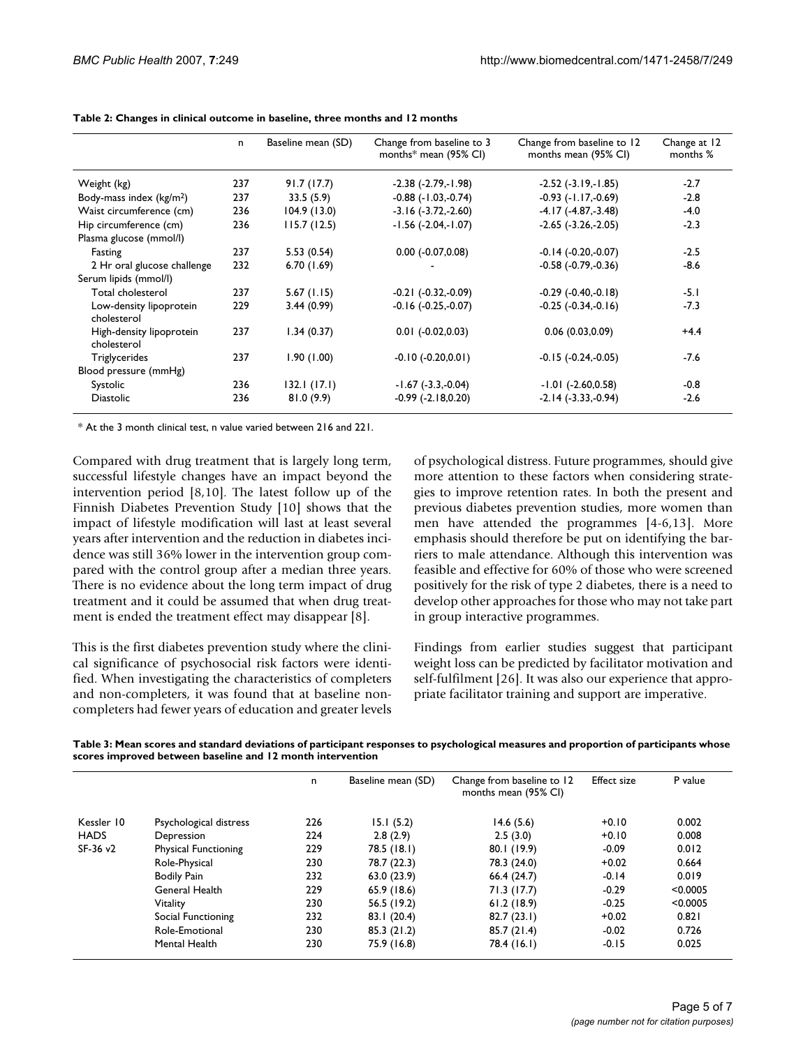**Table 2: Changes in clinical outcome in baseline, three months and 12 months**

| | n | Baseline mean (SD) | Change from baseline to 3 months* mean (95% CI) | Change from baseline to 12 months mean (95% CI) | Change at 12 months % |
|---|---|---|---|---|---|
| Weight (kg) | 237 | 91.7 (17.7) | -2.38 (-2.79,-1.98) | -2.52 (-3.19,-1.85) | -2.7 |
| Body-mass index (kg/m$^2$) | 237 | 33.5 (5.9) | -0.88 (-1.03,-0.74) | -0.93 (-1.17,-0.69) | -2.8 |
| Waist circumference (cm) | 236 | 104.9 (13.0) | -3.16 (-3.72,-2.60) | -4.17 (-4.87,-3.48) | -4.0 |
| Hip circumference (cm) | 236 | 115.7 (12.5) | -1.56 (-2.04,-1.07) | -2.65 (-3.26,-2.05) | -2.3 |
| Plasma glucose (mmol/l) | | | | | |
| Fasting | 237 | 5.53 (0.54) | 0.00 (-0.07,0.08) | -0.14 (-0.20,-0.07) | -2.5 |
| 2 Hr oral glucose challenge | 232 | 6.70 (1.69) | - | -0.58 (-0.79,-0.36) | -8.6 |
| Serum lipids (mmol/l) | | | | | |
| Total cholesterol | 237 | 5.67 (1.15) | -0.21 (-0.32,-0.09) | -0.29 (-0.40,-0.18) | -5.1 |
| Low-density lipoprotein cholesterol | 229 | 3.44 (0.99) | -0.16 (-0.25,-0.07) | -0.25 (-0.34,-0.16) | -7.3 |
| High-density lipoprotein cholesterol | 237 | 1.34 (0.37) | 0.01 (-0.02,0.03) | 0.06 (0.03,0.09) | +4.4 |
| Triglycerides | 237 | 1.90 (1.00) | -0.10 (-0.20,0.01) | -0.15 (-0.24,-0.05) | -7.6 |
| Blood pressure (mmHg) | | | | | |
| Systolic | 236 | 132.1 (17.1) | -1.67 (-3.3,-0.04) | -1.01 (-2.60,0.58) | -0.8 |
| Diastolic | 236 | 81.0 (9.9) | -0.99 (-2.18,0.20) | -2.14 (-3.33,-0.94) | -2.6 |

* At the 3 month clinical test, n value varied between 216 and 221.

Compared with drug treatment that is largely long term, successful lifestyle changes have an impact beyond the intervention period [8,10]. The latest follow up of the Finnish Diabetes Prevention Study [10] shows that the impact of lifestyle modification will last at least several years after intervention and the reduction in diabetes incidence was still 36% lower in the intervention group compared with the control group after a median three years. There is no evidence about the long term impact of drug treatment and it could be assumed that when drug treatment is ended the treatment effect may disappear [8].

This is the first diabetes prevention study where the clinical significance of psychosocial risk factors were identified. When investigating the characteristics of completers and non-completers, it was found that at baseline non-completers had fewer years of education and greater levels of psychological distress. Future programmes, should give more attention to these factors when considering strategies to improve retention rates. In both the present and previous diabetes prevention studies, more women than men have attended the programmes [4-6,13]. More emphasis should therefore be put on identifying the barriers to male attendance. Although this intervention was feasible and effective for 60% of those who were screened positively for the risk of type 2 diabetes, there is a need to develop other approaches for those who may not take part in group interactive programmes.

Findings from earlier studies suggest that participant weight loss can be predicted by facilitator motivation and self-fulfilment [26]. It was also our experience that appropriate facilitator training and support are imperative.

**Table 3: Mean scores and standard deviations of participant responses to psychological measures and proportion of participants whose scores improved between baseline and 12 month intervention**

| | | n | Baseline mean (SD) | Change from baseline to 12 months mean (95% CI) | Effect size | P value |
|---|---|---|---|---|---|---|
| Kessler 10 | Psychological distress | 226 | 15.1 (5.2) | 14.6 (5.6) | +0.10 | 0.002 |
| HADS | Depression | 224 | 2.8 (2.9) | 2.5 (3.0) | +0.10 | 0.008 |
| SF-36 v2 | Physical Functioning | 229 | 78.5 (18.1) | 80.1 (19.9) | -0.09 | 0.012 |
| | Role-Physical | 230 | 78.7 (22.3) | 78.3 (24.0) | +0.02 | 0.664 |
| | Bodily Pain | 232 | 63.0 (23.9) | 66.4 (24.7) | -0.14 | 0.019 |
| | General Health | 229 | 65.9 (18.6) | 71.3 (17.7) | -0.29 | <0.0005 |
| | Vitality | 230 | 56.5 (19.2) | 61.2 (18.9) | -0.25 | <0.0005 |
| | Social Functioning | 232 | 83.1 (20.4) | 82.7 (23.1) | +0.02 | 0.821 |
| | Role-Emotional | 230 | 85.3 (21.2) | 85.7 (21.4) | -0.02 | 0.726 |
| | Mental Health | 230 | 75.9 (16.8) | 78.4 (16.1) | -0.15 | 0.025 |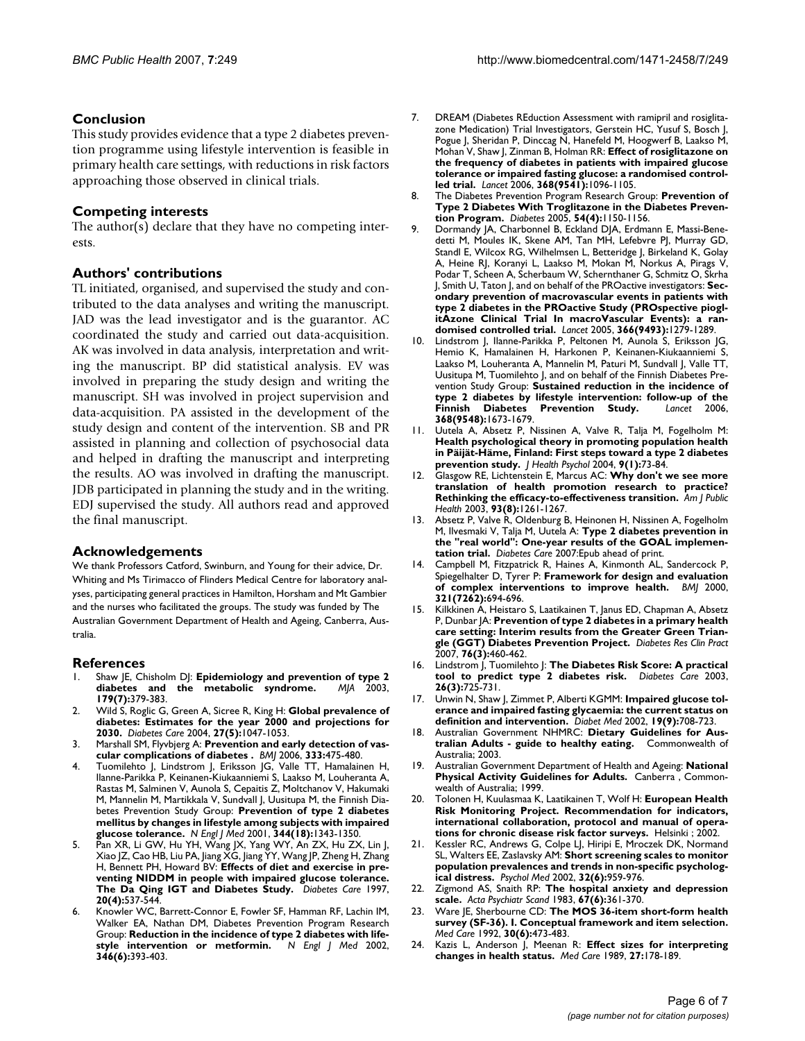## Conclusion

This study provides evidence that a type 2 diabetes prevention programme using lifestyle intervention is feasible in primary health care settings, with reductions in risk factors approaching those observed in clinical trials.

## Competing interests

The author(s) declare that they have no competing interests.

## Authors' contributions

TL initiated, organised, and supervised the study and contributed to the data analyses and writing the manuscript. JAD was the lead investigator and is the guarantor. AC coordinated the study and carried out data-acquisition. AK was involved in data analysis, interpretation and writing the manuscript. BP did statistical analysis. EV was involved in preparing the study design and writing the manuscript. SH was involved in project supervision and data-acquisition. PA assisted in the development of the study design and content of the intervention. SB and PR assisted in planning and collection of psychosocial data and helped in drafting the manuscript and interpreting the results. AO was involved in drafting the manuscript. JDB participated in planning the study and in the writing. EDJ supervised the study. All authors read and approved the final manuscript.

## Acknowledgements

We thank Professors Catford, Swinburn, and Young for their advice, Dr. Whiting and Ms Tirimacco of Flinders Medical Centre for laboratory analyses, participating general practices in Hamilton, Horsham and Mt Gambier and the nurses who facilitated the groups. The study was funded by The Australian Government Department of Health and Ageing, Canberra, Australia.

## References

1. Shaw JE, Chisholm DJ: **Epidemiology and prevention of type 2 diabetes and the metabolic syndrome.** *MJA* 2003, **179(7):**379-383.
2. Wild S, Roglic G, Green A, Sicree R, King H: **Global prevalence of diabetes: Estimates for the year 2000 and projections for 2030.** *Diabetes Care* 2004, **27(5):**1047-1053.
3. Marshall SM, Flyvbjerg A: **Prevention and early detection of vascular complications of diabetes .** *BMJ* 2006, **333:**475-480.
4. Tuomilehto J, Lindstrom J, Eriksson JG, Valle TT, Hamalainen H, Ilanne-Parikka P, Keinanen-Kiukaanniemi S, Laakso M, Louheranta A, Rastas M, Salminen V, Aunola S, Cepaitis Z, Moltchanov V, Hakumaki M, Mannelin M, Martikkala V, Sundvall J, Uusitupa M, the Finnish Diabetes Prevention Study Group: **Prevention of type 2 diabetes mellitus by changes in lifestyle among subjects with impaired glucose tolerance.** *N Engl J Med* 2001, **344(18):**1343-1350.
5. Pan XR, Li GW, Hu YH, Wang JX, Yang WY, An ZX, Hu ZX, Lin J, Xiao JZ, Cao HB, Liu PA, Jiang XG, Jiang YY, Wang JP, Zheng H, Zhang H, Bennett PH, Howard BV: **Effects of diet and exercise in preventing NIDDM in people with impaired glucose tolerance. The Da Qing IGT and Diabetes Study.** *Diabetes Care* 1997, **20(4):**537-544.
6. Knowler WC, Barrett-Connor E, Fowler SF, Hamman RF, Lachin IM, Walker EA, Nathan DM, Diabetes Prevention Program Research Group: **Reduction in the incidence of type 2 diabetes with lifestyle intervention or metformin.** *N Engl J Med* 2002, **346(6):**393-403.
7. DREAM (Diabetes REduction Assessment with ramipril and rosiglitazone Medication) Trial Investigators, Gerstein HC, Yusuf S, Bosch J, Pogue J, Sheridan P, Dinccag N, Hanefeld M, Hoogwerf B, Laakso M, Mohan V, Shaw J, Zinman B, Holman RR: **Effect of rosiglitazone on the frequency of diabetes in patients with impaired glucose tolerance or impaired fasting glucose: a randomised controlled trial.** *Lancet* 2006, **368(9541):**1096-1105.
8. The Diabetes Prevention Program Research Group: **Prevention of Type 2 Diabetes With Troglitazone in the Diabetes Prevention Program.** *Diabetes* 2005, **54(4):**1150-1156.
9. Dormandy JA, Charbonnel B, Eckland DJA, Erdmann E, Massi-Benedetti M, Moules IK, Skene AM, Tan MH, Lefebvre PJ, Murray GD, Standl E, Wilcox RG, Wilhelmsen L, Betteridge J, Birkeland K, Golay A, Heine RJ, Koranyi L, Laakso M, Mokan M, Norkus A, Pirags V, Podar T, Scheen A, Scherbaum W, Schernthaner G, Schmitz O, Skrha J, Smith U, Taton J, and on behalf of the PROactive investigators: **Secondary prevention of macrovascular events in patients with type 2 diabetes in the PROactive Study (PROspective pioglitAzone Clinical Trial In macroVascular Events): a randomised controlled trial.** *Lancet* 2005, **366(9493):**1279-1289.
10. Lindstrom J, Ilanne-Parikka P, Peltonen M, Aunola S, Eriksson JG, Hemio K, Hamalainen H, Harkonen P, Keinanen-Kiukaanniemi S, Laakso M, Louheranta A, Mannelin M, Paturi M, Sundvall J, Valle TT, Uusitupa M, Tuomilehto J, and on behalf of the Finnish Diabetes Prevention Study Group: **Sustained reduction in the incidence of type 2 diabetes by lifestyle intervention: follow-up of the Finnish Diabetes Prevention Study.** *Lancet* 2006, **368(9548):**1673-1679.
11. Uutela A, Absetz P, Nissinen A, Valve R, Talja M, Fogelholm M: **Health psychological theory in promoting population health in Päijät-Häme, Finland: First steps toward a type 2 diabetes prevention study.** *J Health Psychol* 2004, **9(1):**73-84.
12. Glasgow RE, Lichtenstein E, Marcus AC: **Why don't we see more translation of health promotion research to practice? Rethinking the efficacy-to-effectiveness transition.** *Am J Public Health* 2003, **93(8):**1261-1267.
13. Absetz P, Valve R, Oldenburg B, Heinonen H, Nissinen A, Fogelholm M, Ilvesmaki V, Talja M, Uutela A: **Type 2 diabetes prevention in the "real world": One-year results of the GOAL implementation trial.** *Diabetes Care* 2007:Epub ahead of print.
14. Campbell M, Fitzpatrick R, Haines A, Kinmonth AL, Sandercock P, Spiegelhalter D, Tyrer P: **Framework for design and evaluation of complex interventions to improve health.** *BMJ* 2000, **321(7262):**694-696.
15. Kilkkinen A, Heistaro S, Laatikainen T, Janus ED, Chapman A, Absetz P, Dunbar JA: **Prevention of type 2 diabetes in a primary health care setting: Interim results from the Greater Green Triangle (GGT) Diabetes Prevention Project.** *Diabetes Res Clin Pract* 2007, **76(3):**460-462.
16. Lindstrom J, Tuomilehto J: **The Diabetes Risk Score: A practical tool to predict type 2 diabetes risk.** *Diabetes Care* 2003, **26(3):**725-731.
17. Unwin N, Shaw J, Zimmet P, Alberti KGMM: **Impaired glucose tolerance and impaired fasting glycaemia: the current status on definition and intervention.** *Diabet Med* 2002, **19(9):**708-723.
18. Australian Government NHMRC: **Dietary Guidelines for Australian Adults - guide to healthy eating.** Commonwealth of Australia; 2003.
19. Australian Government Department of Health and Ageing: **National Physical Activity Guidelines for Adults.** Canberra , Commonwealth of Australia; 1999.
20. Tolonen H, Kuulasmaa K, Laatikainen T, Wolf H: **European Health Risk Monitoring Project. Recommendation for indicators, international collaboration, protocol and manual of operations for chronic disease risk factor surveys.** Helsinki ; 2002.
21. Kessler RC, Andrews G, Colpe LJ, Hiripi E, Mroczek DK, Normand SL, Walters EE, Zaslavsky AM: **Short screening scales to monitor population prevalences and trends in non-specific psychological distress.** *Psychol Med* 2002, **32(6):**959-976.
22. Zigmond AS, Snaith RP: **The hospital anxiety and depression scale.** *Acta Psychiatr Scand* 1983, **67(6):**361-370.
23. Ware JE, Sherbourne CD: **The MOS 36-item short-form health survey (SF-36). I. Conceptual framework and item selection.** *Med Care* 1992, **30(6):**473-483.
24. Kazis L, Anderson J, Meenan R: **Effect sizes for interpreting changes in health status.** *Med Care* 1989, **27:**178-189.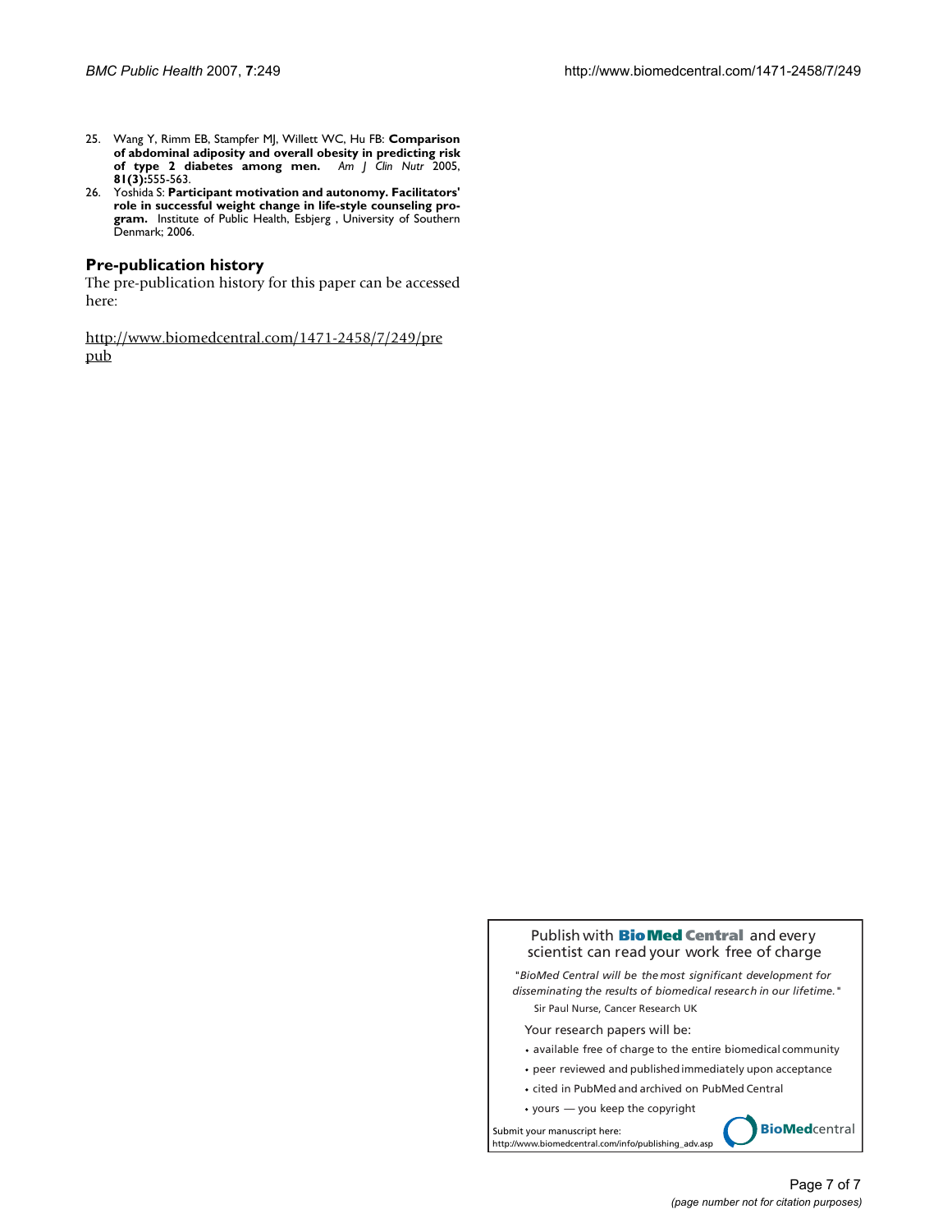25. Wang Y, Rimm EB, Stampfer MJ, Willett WC, Hu FB: **Comparison of abdominal adiposity and overall obesity in predicting risk of type 2 diabetes among men.** *Am J Clin Nutr* 2005, **81(3):**555-563.
26. Yoshida S: **Participant motivation and autonomy. Facilitators' role in successful weight change in life-style counseling program.** Institute of Public Health, Esbjerg , University of Southern Denmark; 2006.

## Pre-publication history

The pre-publication history for this paper can be accessed here:

http://www.biomedcentral.com/1471-2458/7/249/prepub

Publish with **BioMed Central** and every scientist can read your work free of charge

*"BioMed Central will be the most significant development for disseminating the results of biomedical research in our lifetime."*

Sir Paul Nurse, Cancer Research UK

Your research papers will be:

- available free of charge to the entire biomedical community
- peer reviewed and published immediately upon acceptance
- cited in PubMed and archived on PubMed Central
- yours — you keep the copyright

Submit your manuscript here:
http://www.biomedcentral.com/info/publishing_adv.asp

BioMedcentral